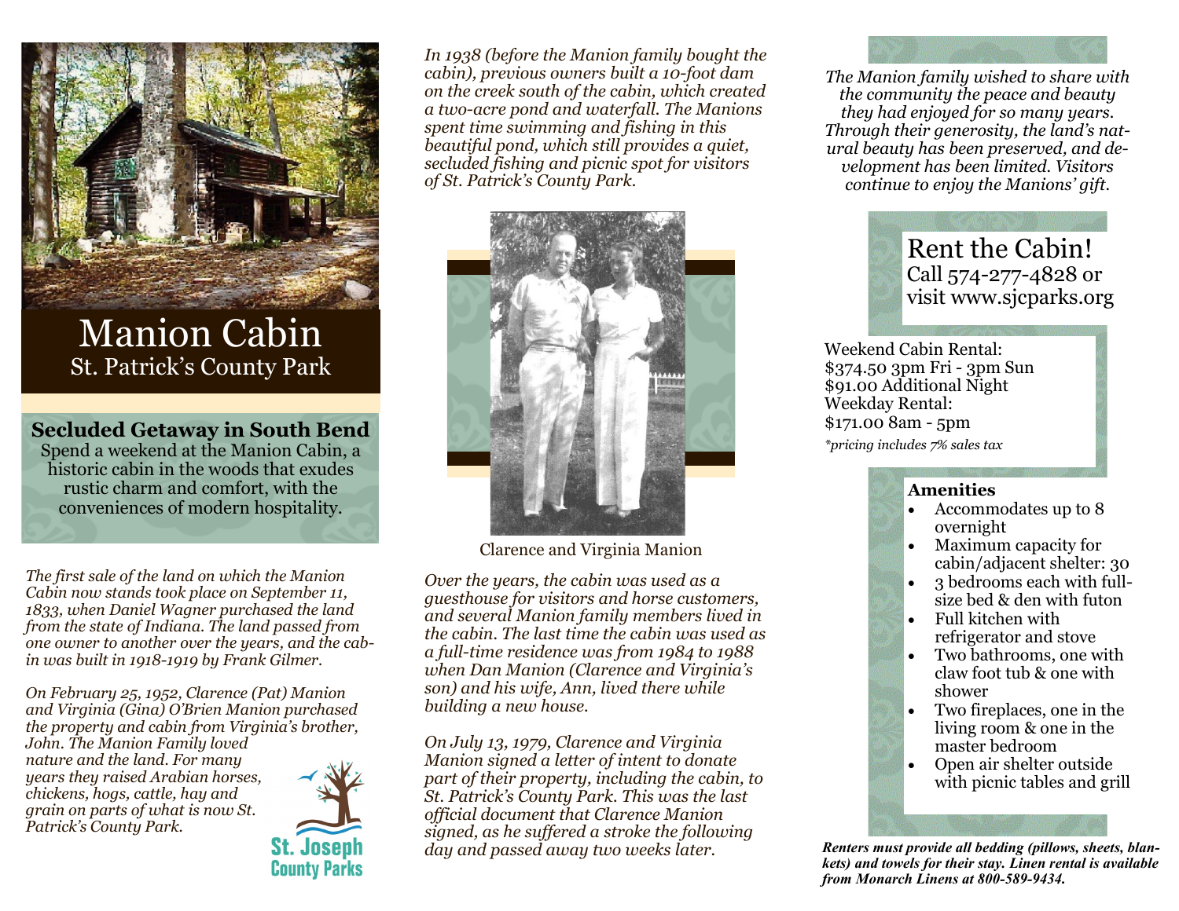# Manion Cabin

St. Patrick's County Park

## Secluded Getaway in South Bend

Spend a weekend at the Manion Cabin, a historic cabin in the woods that exudes rustic charm and comfort, with the conveniences of modern hospitality.

*The first sale of the land on which the Manion Cabin now stands took place on September 11, 1833, when Daniel Wagner purchased the land from the state of Indiana. The land passed from one owner to another over the years, and the cabin was built in 1918-1919 by Frank Gilmer.*

*On February 25, 1952, Clarence (Pat) Manion and Virginia (Gina) O'Brien Manion purchased the property and cabin from Virginia's brother, John. The Manion Family loved nature and the land. For many years they raised Arabian horses, chickens, hogs, cattle, hay and grain on parts of what is now St. Patrick's County Park.*

St. Joseph County Parks

*In 1938 (before the Manion family bought the cabin), previous owners built a 10-foot dam on the creek south of the cabin, which created a two-acre pond and waterfall. The Manions spent time swimming and fishing in this beautiful pond, which still provides a quiet, secluded fishing and picnic spot for visitors of St. Patrick's County Park.*

Clarence and Virginia Manion

*Over the years, the cabin was used as a guesthouse for visitors and horse customers, and several Manion family members lived in the cabin. The last time the cabin was used as a full-time residence was from 1984 to 1988 when Dan Manion (Clarence and Virginia's son) and his wife, Ann, lived there while building a new house.*

*On July 13, 1979, Clarence and Virginia Manion signed a letter of intent to donate part of their property, including the cabin, to St. Patrick's County Park. This was the last official document that Clarence Manion signed, as he suffered a stroke the following day and passed away two weeks later.*

*The Manion family wished to share with the community the peace and beauty they had enjoyed for so many years. Through their generosity, the land's natural beauty has been preserved, and development has been limited. Visitors continue to enjoy the Manions' gift.*

## Rent the Cabin!

Call 574-277-4828 or visit www.sjcparks.org

Weekend Cabin Rental:
$374.50 3pm Fri - 3pm Sun
$91.00 Additional Night
Weekday Rental:
$171.00 8am - 5pm

*\*pricing includes 7% sales tax*

**Amenities**

- Accommodates up to 8 overnight
- Maximum capacity for cabin/adjacent shelter: 30
- 3 bedrooms each with full-size bed & den with futon
- Full kitchen with refrigerator and stove
- Two bathrooms, one with claw foot tub & one with shower
- Two fireplaces, one in the living room & one in the master bedroom
- Open air shelter outside with picnic tables and grill

***Renters must provide all bedding (pillows, sheets, blankets) and towels for their stay. Linen rental is available from Monarch Linens at 800-589-9434.***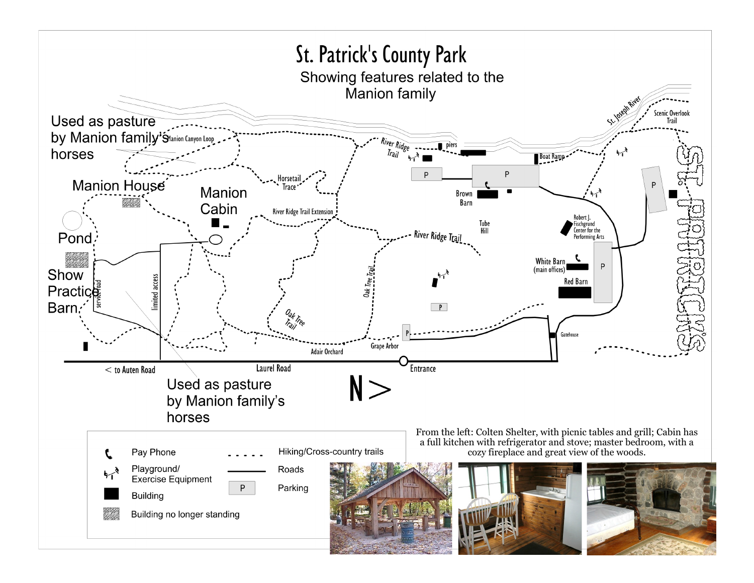# St. Patrick's County Park

Showing features related to the Manion family

Used as pasture by Manion family's horses

Manion Canyon Loop

Manion House

Pond

Show Practice Barn

service road

limited access

Manion Cabin

Horsetail Trace

River Ridge Trail Extension

River Ridge Trail

piers

Boat Ramp

St. Joseph River

Scenic Overlook Trail

Brown Barn

Tube Hill

Robert J. Fischgrund Center for the Performing Arts

White Barn (main offices)

Red Barn

Oak Tree Trail

Oak Tree Trail

Adair Orchard

Grape Arbor

Gatehouse

< to Auten Road

Laurel Road

Entrance

ST. PATRICK'S

N >

Used as pasture by Manion family's horses

Pay Phone

Playground/ Exercise Equipment

Building

Building no longer standing

Hiking/Cross-country trails

Roads

Parking

From the left: Colten Shelter, with picnic tables and grill; Cabin has a full kitchen with refrigerator and stove; master bedroom, with a cozy fireplace and great view of the woods.